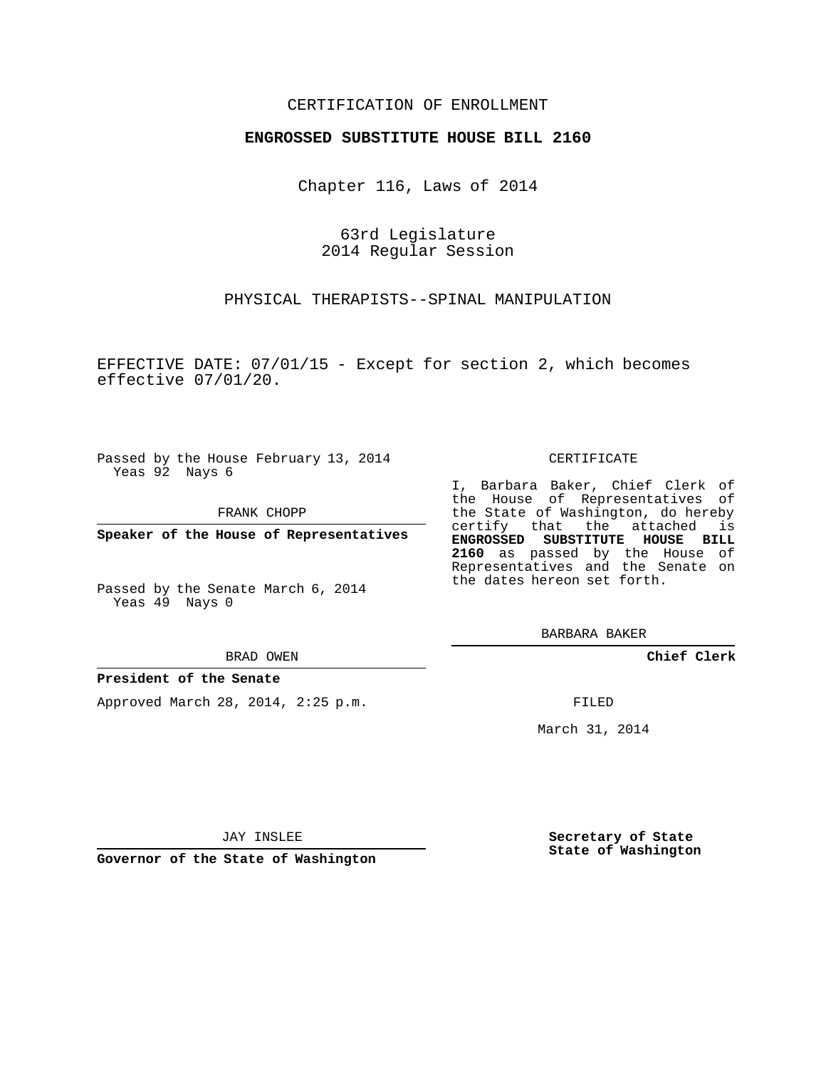CERTIFICATION OF ENROLLMENT

**ENGROSSED SUBSTITUTE HOUSE BILL 2160**

Chapter 116, Laws of 2014

63rd Legislature
2014 Regular Session

PHYSICAL THERAPISTS--SPINAL MANIPULATION

EFFECTIVE DATE: 07/01/15 - Except for section 2, which becomes effective 07/01/20.

Passed by the House February 13, 2014
Yeas 92 Nays 6

FRANK CHOPP

**Speaker of the House of Representatives**

Passed by the Senate March 6, 2014
Yeas 49 Nays 0

BRAD OWEN

**President of the Senate**

Approved March 28, 2014, 2:25 p.m.

JAY INSLEE

**Governor of the State of Washington**

CERTIFICATE

I, Barbara Baker, Chief Clerk of the House of Representatives of the State of Washington, do hereby certify that the attached is **ENGROSSED SUBSTITUTE HOUSE BILL 2160** as passed by the House of Representatives and the Senate on the dates hereon set forth.

BARBARA BAKER

**Chief Clerk**

FILED

March 31, 2014

**Secretary of State**
**State of Washington**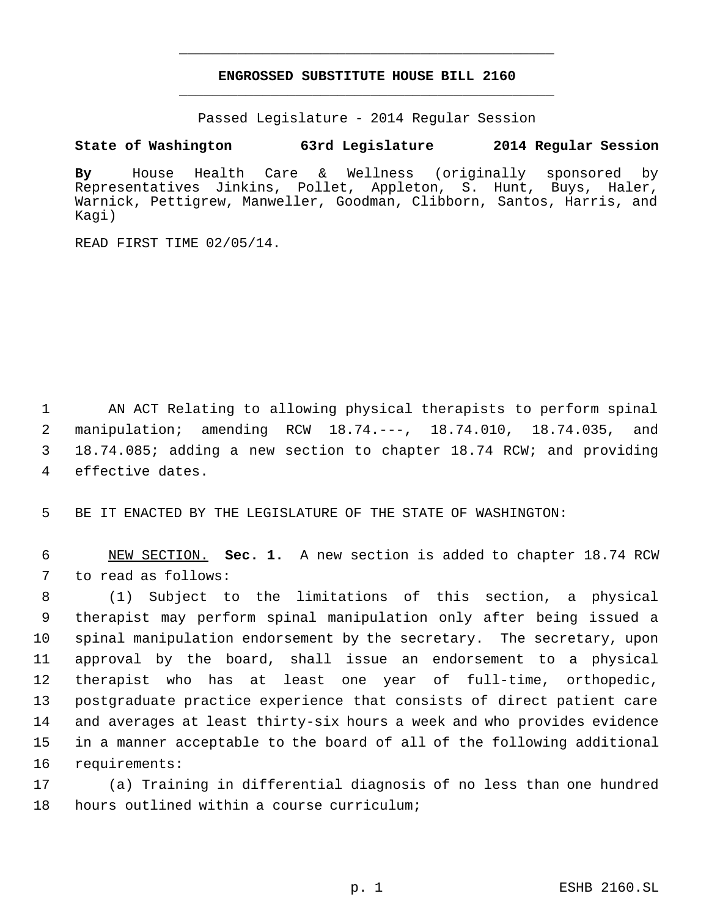# ENGROSSED SUBSTITUTE HOUSE BILL 2160

Passed Legislature - 2014 Regular Session

**State of Washington 63rd Legislature 2014 Regular Session**

**By** House Health Care & Wellness (originally sponsored by Representatives Jinkins, Pollet, Appleton, S. Hunt, Buys, Haler, Warnick, Pettigrew, Manweller, Goodman, Clibborn, Santos, Harris, and Kagi)

READ FIRST TIME 02/05/14.

AN ACT Relating to allowing physical therapists to perform spinal manipulation; amending RCW 18.74.---, 18.74.010, 18.74.035, and 18.74.085; adding a new section to chapter 18.74 RCW; and providing effective dates.

BE IT ENACTED BY THE LEGISLATURE OF THE STATE OF WASHINGTON:

NEW SECTION. **Sec. 1.** A new section is added to chapter 18.74 RCW to read as follows:

(1) Subject to the limitations of this section, a physical therapist may perform spinal manipulation only after being issued a spinal manipulation endorsement by the secretary. The secretary, upon approval by the board, shall issue an endorsement to a physical therapist who has at least one year of full-time, orthopedic, postgraduate practice experience that consists of direct patient care and averages at least thirty-six hours a week and who provides evidence in a manner acceptable to the board of all of the following additional requirements:

(a) Training in differential diagnosis of no less than one hundred hours outlined within a course curriculum;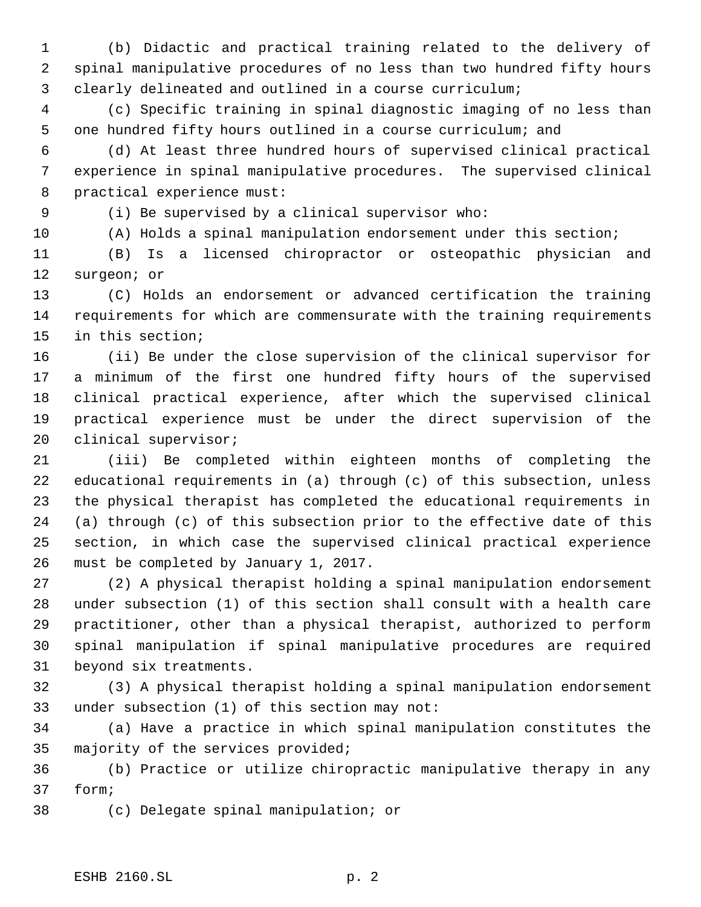(b) Didactic and practical training related to the delivery of spinal manipulative procedures of no less than two hundred fifty hours clearly delineated and outlined in a course curriculum;

(c) Specific training in spinal diagnostic imaging of no less than one hundred fifty hours outlined in a course curriculum; and

(d) At least three hundred hours of supervised clinical practical experience in spinal manipulative procedures. The supervised clinical practical experience must:

(i) Be supervised by a clinical supervisor who:

(A) Holds a spinal manipulation endorsement under this section;

(B) Is a licensed chiropractor or osteopathic physician and surgeon; or

(C) Holds an endorsement or advanced certification the training requirements for which are commensurate with the training requirements in this section;

(ii) Be under the close supervision of the clinical supervisor for a minimum of the first one hundred fifty hours of the supervised clinical practical experience, after which the supervised clinical practical experience must be under the direct supervision of the clinical supervisor;

(iii) Be completed within eighteen months of completing the educational requirements in (a) through (c) of this subsection, unless the physical therapist has completed the educational requirements in (a) through (c) of this subsection prior to the effective date of this section, in which case the supervised clinical practical experience must be completed by January 1, 2017.

(2) A physical therapist holding a spinal manipulation endorsement under subsection (1) of this section shall consult with a health care practitioner, other than a physical therapist, authorized to perform spinal manipulation if spinal manipulative procedures are required beyond six treatments.

(3) A physical therapist holding a spinal manipulation endorsement under subsection (1) of this section may not:

(a) Have a practice in which spinal manipulation constitutes the majority of the services provided;

(b) Practice or utilize chiropractic manipulative therapy in any form;

(c) Delegate spinal manipulation; or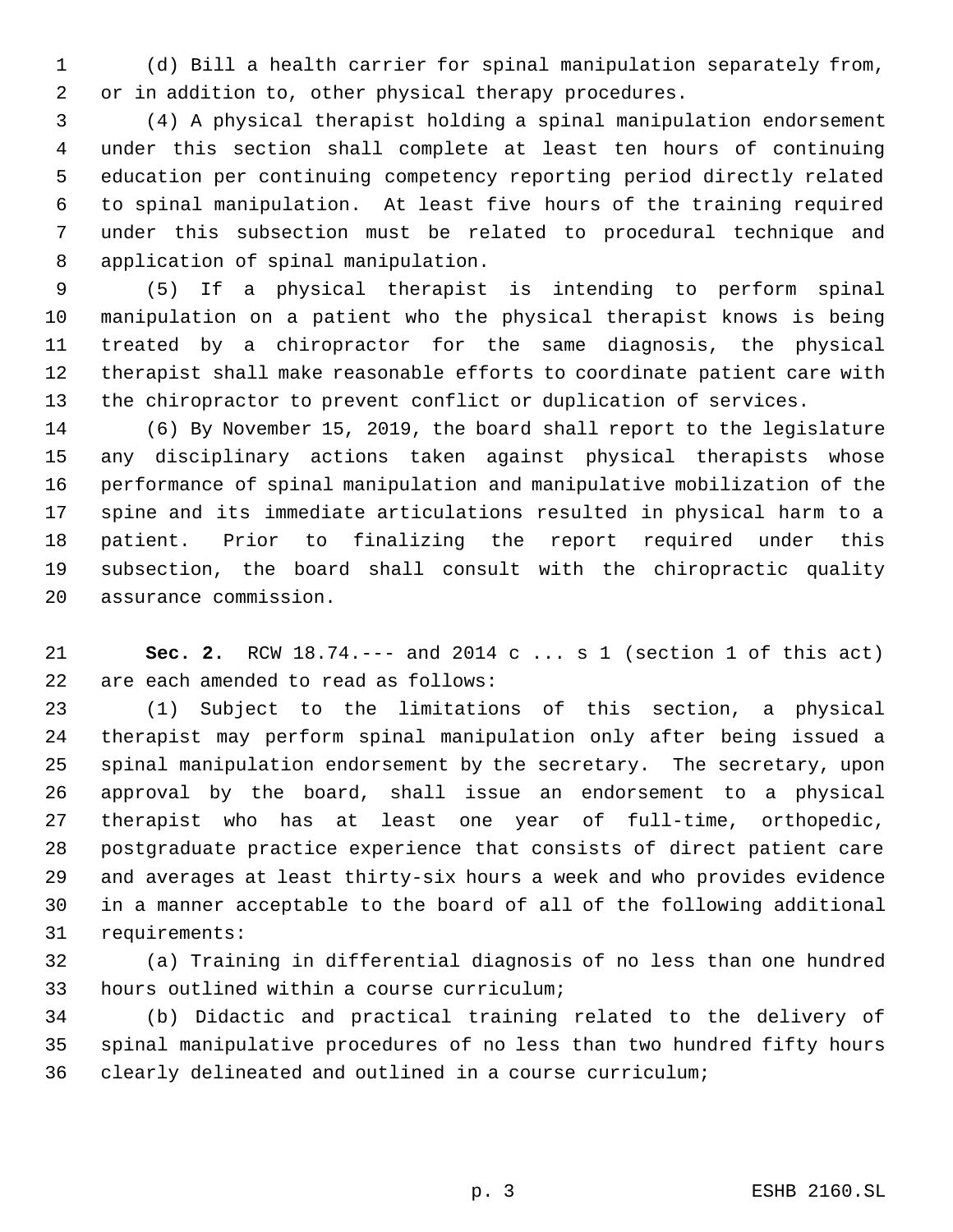(d) Bill a health carrier for spinal manipulation separately from, or in addition to, other physical therapy procedures.

(4) A physical therapist holding a spinal manipulation endorsement under this section shall complete at least ten hours of continuing education per continuing competency reporting period directly related to spinal manipulation. At least five hours of the training required under this subsection must be related to procedural technique and application of spinal manipulation.

(5) If a physical therapist is intending to perform spinal manipulation on a patient who the physical therapist knows is being treated by a chiropractor for the same diagnosis, the physical therapist shall make reasonable efforts to coordinate patient care with the chiropractor to prevent conflict or duplication of services.

(6) By November 15, 2019, the board shall report to the legislature any disciplinary actions taken against physical therapists whose performance of spinal manipulation and manipulative mobilization of the spine and its immediate articulations resulted in physical harm to a patient. Prior to finalizing the report required under this subsection, the board shall consult with the chiropractic quality assurance commission.

**Sec. 2.** RCW 18.74.--- and 2014 c ... s 1 (section 1 of this act) are each amended to read as follows:

(1) Subject to the limitations of this section, a physical therapist may perform spinal manipulation only after being issued a spinal manipulation endorsement by the secretary. The secretary, upon approval by the board, shall issue an endorsement to a physical therapist who has at least one year of full-time, orthopedic, postgraduate practice experience that consists of direct patient care and averages at least thirty-six hours a week and who provides evidence in a manner acceptable to the board of all of the following additional requirements:

(a) Training in differential diagnosis of no less than one hundred hours outlined within a course curriculum;

(b) Didactic and practical training related to the delivery of spinal manipulative procedures of no less than two hundred fifty hours clearly delineated and outlined in a course curriculum;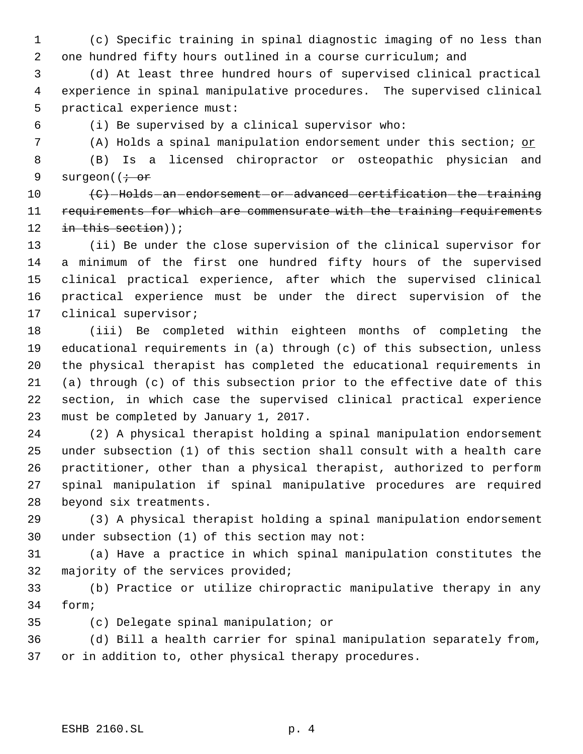(c) Specific training in spinal diagnostic imaging of no less than one hundred fifty hours outlined in a course curriculum; and

(d) At least three hundred hours of supervised clinical practical experience in spinal manipulative procedures. The supervised clinical practical experience must:

(i) Be supervised by a clinical supervisor who:

(A) Holds a spinal manipulation endorsement under this section; <u>or</u>

(B) Is a licensed chiropractor or osteopathic physician and surgeon((~~; or~~

~~(C) Holds an endorsement or advanced certification the training requirements for which are commensurate with the training requirements in this section~~));

(ii) Be under the close supervision of the clinical supervisor for a minimum of the first one hundred fifty hours of the supervised clinical practical experience, after which the supervised clinical practical experience must be under the direct supervision of the clinical supervisor;

(iii) Be completed within eighteen months of completing the educational requirements in (a) through (c) of this subsection, unless the physical therapist has completed the educational requirements in (a) through (c) of this subsection prior to the effective date of this section, in which case the supervised clinical practical experience must be completed by January 1, 2017.

(2) A physical therapist holding a spinal manipulation endorsement under subsection (1) of this section shall consult with a health care practitioner, other than a physical therapist, authorized to perform spinal manipulation if spinal manipulative procedures are required beyond six treatments.

(3) A physical therapist holding a spinal manipulation endorsement under subsection (1) of this section may not:

(a) Have a practice in which spinal manipulation constitutes the majority of the services provided;

(b) Practice or utilize chiropractic manipulative therapy in any form;

(c) Delegate spinal manipulation; or

(d) Bill a health carrier for spinal manipulation separately from, or in addition to, other physical therapy procedures.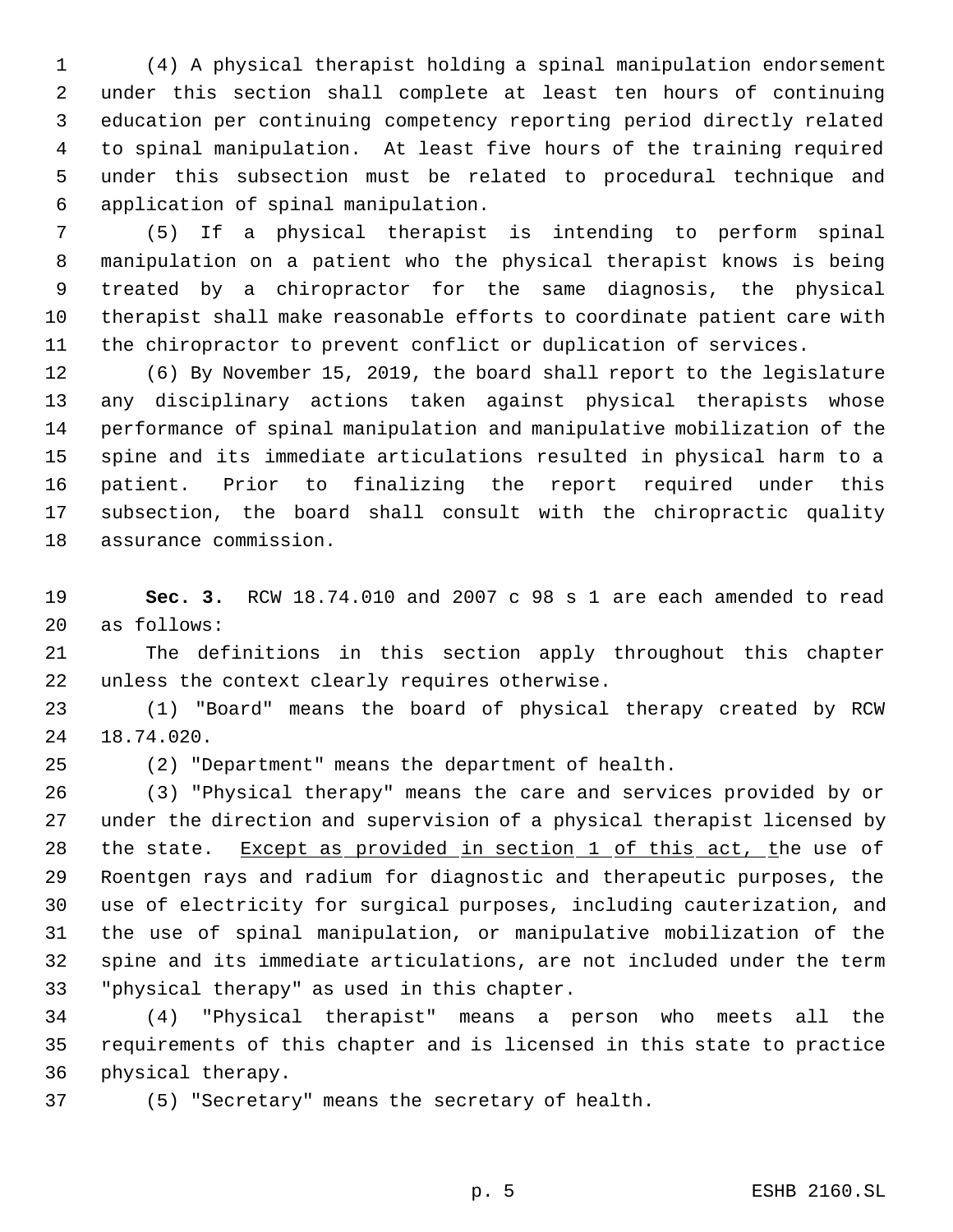(4) A physical therapist holding a spinal manipulation endorsement under this section shall complete at least ten hours of continuing education per continuing competency reporting period directly related to spinal manipulation. At least five hours of the training required under this subsection must be related to procedural technique and application of spinal manipulation.

(5) If a physical therapist is intending to perform spinal manipulation on a patient who the physical therapist knows is being treated by a chiropractor for the same diagnosis, the physical therapist shall make reasonable efforts to coordinate patient care with the chiropractor to prevent conflict or duplication of services.

(6) By November 15, 2019, the board shall report to the legislature any disciplinary actions taken against physical therapists whose performance of spinal manipulation and manipulative mobilization of the spine and its immediate articulations resulted in physical harm to a patient. Prior to finalizing the report required under this subsection, the board shall consult with the chiropractic quality assurance commission.

**Sec. 3.** RCW 18.74.010 and 2007 c 98 s 1 are each amended to read as follows:

The definitions in this section apply throughout this chapter unless the context clearly requires otherwise.

(1) "Board" means the board of physical therapy created by RCW 18.74.020.

(2) "Department" means the department of health.

(3) "Physical therapy" means the care and services provided by or under the direction and supervision of a physical therapist licensed by the state. <u>Except as provided in section 1 of this act, t</u>he use of Roentgen rays and radium for diagnostic and therapeutic purposes, the use of electricity for surgical purposes, including cauterization, and the use of spinal manipulation, or manipulative mobilization of the spine and its immediate articulations, are not included under the term "physical therapy" as used in this chapter.

(4) "Physical therapist" means a person who meets all the requirements of this chapter and is licensed in this state to practice physical therapy.

(5) "Secretary" means the secretary of health.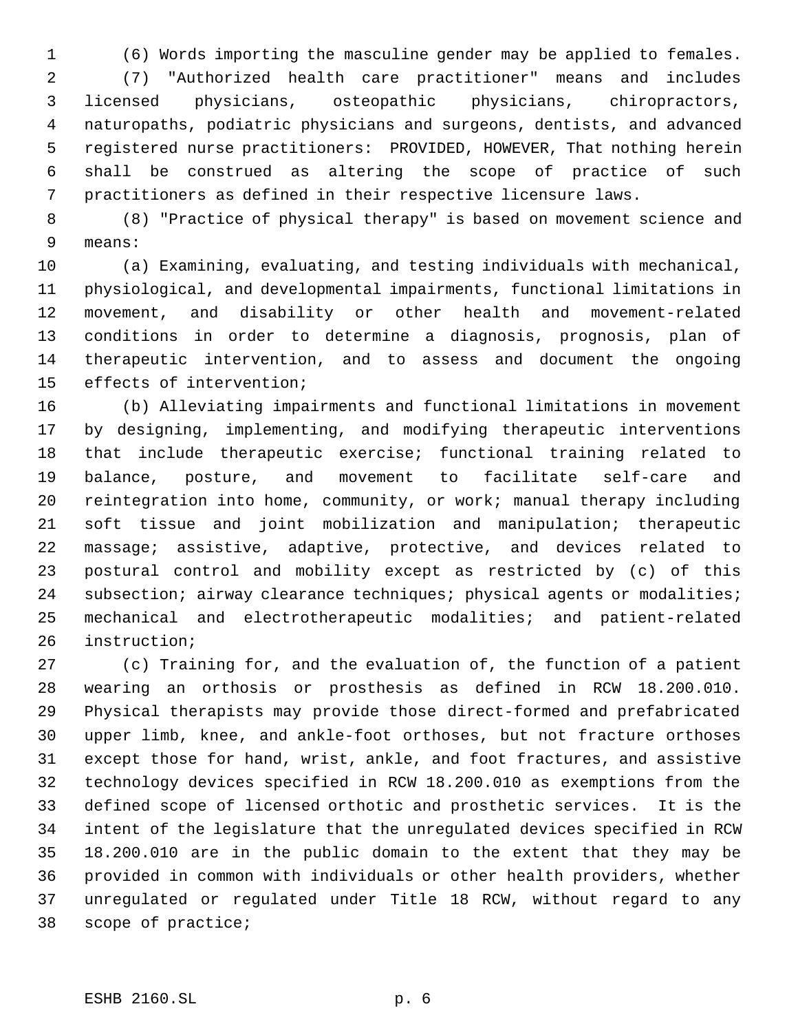(6) Words importing the masculine gender may be applied to females.

(7) "Authorized health care practitioner" means and includes licensed physicians, osteopathic physicians, chiropractors, naturopaths, podiatric physicians and surgeons, dentists, and advanced registered nurse practitioners: PROVIDED, HOWEVER, That nothing herein shall be construed as altering the scope of practice of such practitioners as defined in their respective licensure laws.

(8) "Practice of physical therapy" is based on movement science and means:

(a) Examining, evaluating, and testing individuals with mechanical, physiological, and developmental impairments, functional limitations in movement, and disability or other health and movement-related conditions in order to determine a diagnosis, prognosis, plan of therapeutic intervention, and to assess and document the ongoing effects of intervention;

(b) Alleviating impairments and functional limitations in movement by designing, implementing, and modifying therapeutic interventions that include therapeutic exercise; functional training related to balance, posture, and movement to facilitate self-care and reintegration into home, community, or work; manual therapy including soft tissue and joint mobilization and manipulation; therapeutic massage; assistive, adaptive, protective, and devices related to postural control and mobility except as restricted by (c) of this subsection; airway clearance techniques; physical agents or modalities; mechanical and electrotherapeutic modalities; and patient-related instruction;

(c) Training for, and the evaluation of, the function of a patient wearing an orthosis or prosthesis as defined in RCW 18.200.010. Physical therapists may provide those direct-formed and prefabricated upper limb, knee, and ankle-foot orthoses, but not fracture orthoses except those for hand, wrist, ankle, and foot fractures, and assistive technology devices specified in RCW 18.200.010 as exemptions from the defined scope of licensed orthotic and prosthetic services. It is the intent of the legislature that the unregulated devices specified in RCW 18.200.010 are in the public domain to the extent that they may be provided in common with individuals or other health providers, whether unregulated or regulated under Title 18 RCW, without regard to any scope of practice;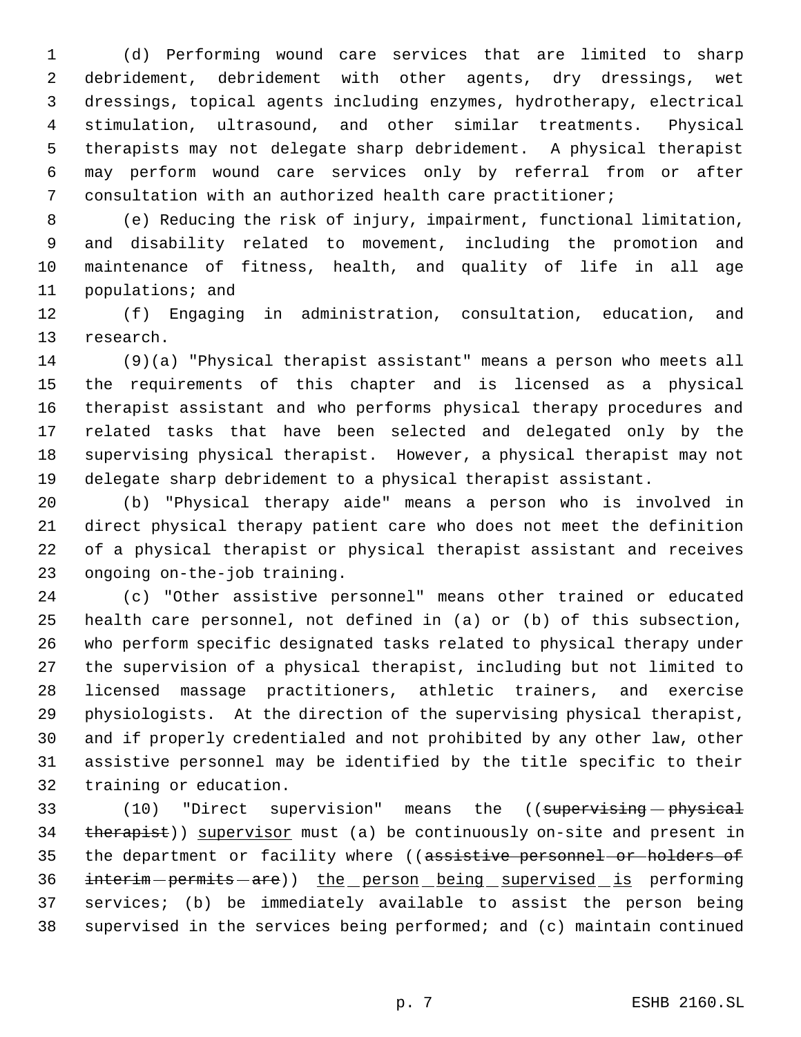(d) Performing wound care services that are limited to sharp debridement, debridement with other agents, dry dressings, wet dressings, topical agents including enzymes, hydrotherapy, electrical stimulation, ultrasound, and other similar treatments. Physical therapists may not delegate sharp debridement. A physical therapist may perform wound care services only by referral from or after consultation with an authorized health care practitioner;

(e) Reducing the risk of injury, impairment, functional limitation, and disability related to movement, including the promotion and maintenance of fitness, health, and quality of life in all age populations; and

(f) Engaging in administration, consultation, education, and research.

(9)(a) "Physical therapist assistant" means a person who meets all the requirements of this chapter and is licensed as a physical therapist assistant and who performs physical therapy procedures and related tasks that have been selected and delegated only by the supervising physical therapist. However, a physical therapist may not delegate sharp debridement to a physical therapist assistant.

(b) "Physical therapy aide" means a person who is involved in direct physical therapy patient care who does not meet the definition of a physical therapist or physical therapist assistant and receives ongoing on-the-job training.

(c) "Other assistive personnel" means other trained or educated health care personnel, not defined in (a) or (b) of this subsection, who perform specific designated tasks related to physical therapy under the supervision of a physical therapist, including but not limited to licensed massage practitioners, athletic trainers, and exercise physiologists. At the direction of the supervising physical therapist, and if properly credentialed and not prohibited by any other law, other assistive personnel may be identified by the title specific to their training or education.

(10) "Direct supervision" means the ((~~supervising physical therapist~~)) <u>supervisor</u> must (a) be continuously on-site and present in the department or facility where ((~~assistive personnel or holders of interim permits are~~)) <u>the person being supervised is</u> performing services; (b) be immediately available to assist the person being supervised in the services being performed; and (c) maintain continued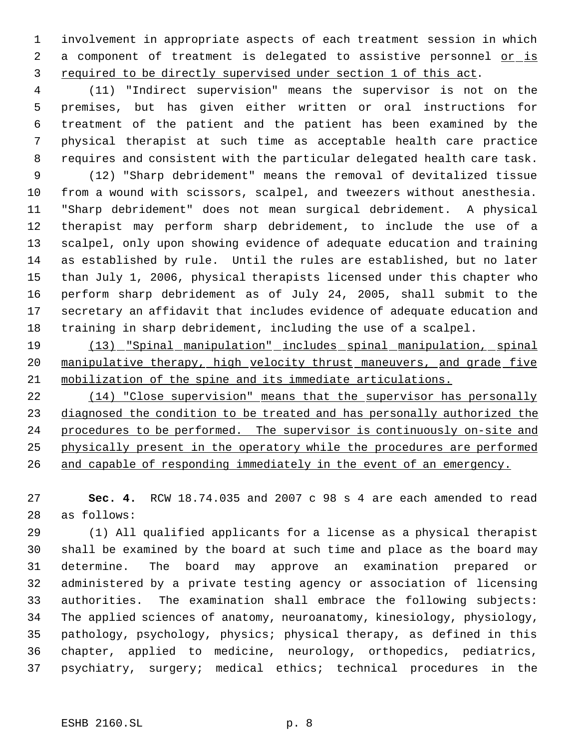involvement in appropriate aspects of each treatment session in which a component of treatment is delegated to assistive personnel <u>or is required to be directly supervised under section 1 of this act</u>.

(11) "Indirect supervision" means the supervisor is not on the premises, but has given either written or oral instructions for treatment of the patient and the patient has been examined by the physical therapist at such time as acceptable health care practice requires and consistent with the particular delegated health care task.

(12) "Sharp debridement" means the removal of devitalized tissue from a wound with scissors, scalpel, and tweezers without anesthesia. "Sharp debridement" does not mean surgical debridement. A physical therapist may perform sharp debridement, to include the use of a scalpel, only upon showing evidence of adequate education and training as established by rule. Until the rules are established, but no later than July 1, 2006, physical therapists licensed under this chapter who perform sharp debridement as of July 24, 2005, shall submit to the secretary an affidavit that includes evidence of adequate education and training in sharp debridement, including the use of a scalpel.

<u>(13) "Spinal manipulation" includes spinal manipulation, spinal manipulative therapy, high velocity thrust maneuvers, and grade five mobilization of the spine and its immediate articulations.</u>

<u>(14) "Close supervision" means that the supervisor has personally diagnosed the condition to be treated and has personally authorized the procedures to be performed. The supervisor is continuously on-site and physically present in the operatory while the procedures are performed and capable of responding immediately in the event of an emergency.</u>

**Sec. 4.** RCW 18.74.035 and 2007 c 98 s 4 are each amended to read as follows:

(1) All qualified applicants for a license as a physical therapist shall be examined by the board at such time and place as the board may determine. The board may approve an examination prepared or administered by a private testing agency or association of licensing authorities. The examination shall embrace the following subjects: The applied sciences of anatomy, neuroanatomy, kinesiology, physiology, pathology, psychology, physics; physical therapy, as defined in this chapter, applied to medicine, neurology, orthopedics, pediatrics, psychiatry, surgery; medical ethics; technical procedures in the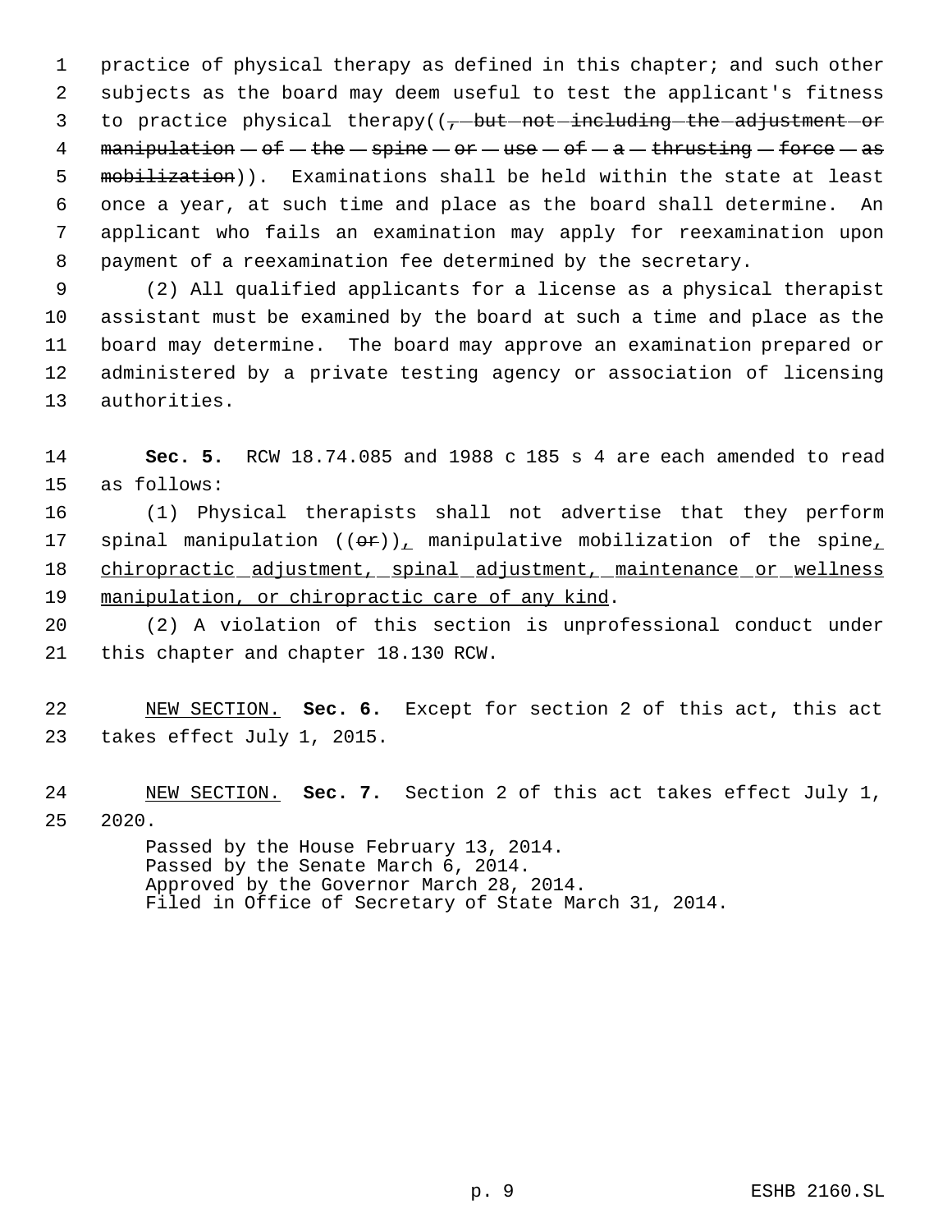practice of physical therapy as defined in this chapter; and such other subjects as the board may deem useful to test the applicant's fitness to practice physical therapy((~~, but not including the adjustment or manipulation of the spine or use of a thrusting force as mobilization~~)). Examinations shall be held within the state at least once a year, at such time and place as the board shall determine. An applicant who fails an examination may apply for reexamination upon payment of a reexamination fee determined by the secretary.

(2) All qualified applicants for a license as a physical therapist assistant must be examined by the board at such a time and place as the board may determine. The board may approve an examination prepared or administered by a private testing agency or association of licensing authorities.

**Sec. 5.** RCW 18.74.085 and 1988 c 185 s 4 are each amended to read as follows:

(1) Physical therapists shall not advertise that they perform spinal manipulation ((~~or~~))<u>,</u> manipulative mobilization of the spine<u>, chiropractic adjustment, spinal adjustment, maintenance or wellness manipulation, or chiropractic care of any kind</u>.

(2) A violation of this section is unprofessional conduct under this chapter and chapter 18.130 RCW.

<u>NEW SECTION.</u> **Sec. 6.** Except for section 2 of this act, this act takes effect July 1, 2015.

<u>NEW SECTION.</u> **Sec. 7.** Section 2 of this act takes effect July 1, 2020.

Passed by the House February 13, 2014.
Passed by the Senate March 6, 2014.
Approved by the Governor March 28, 2014.
Filed in Office of Secretary of State March 31, 2014.